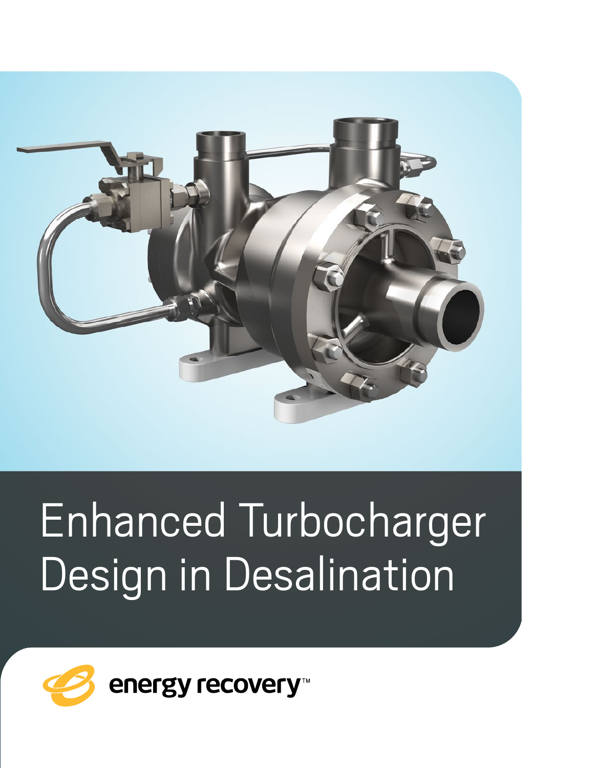# Enhanced Turbocharger Design in Desalination

energy recovery™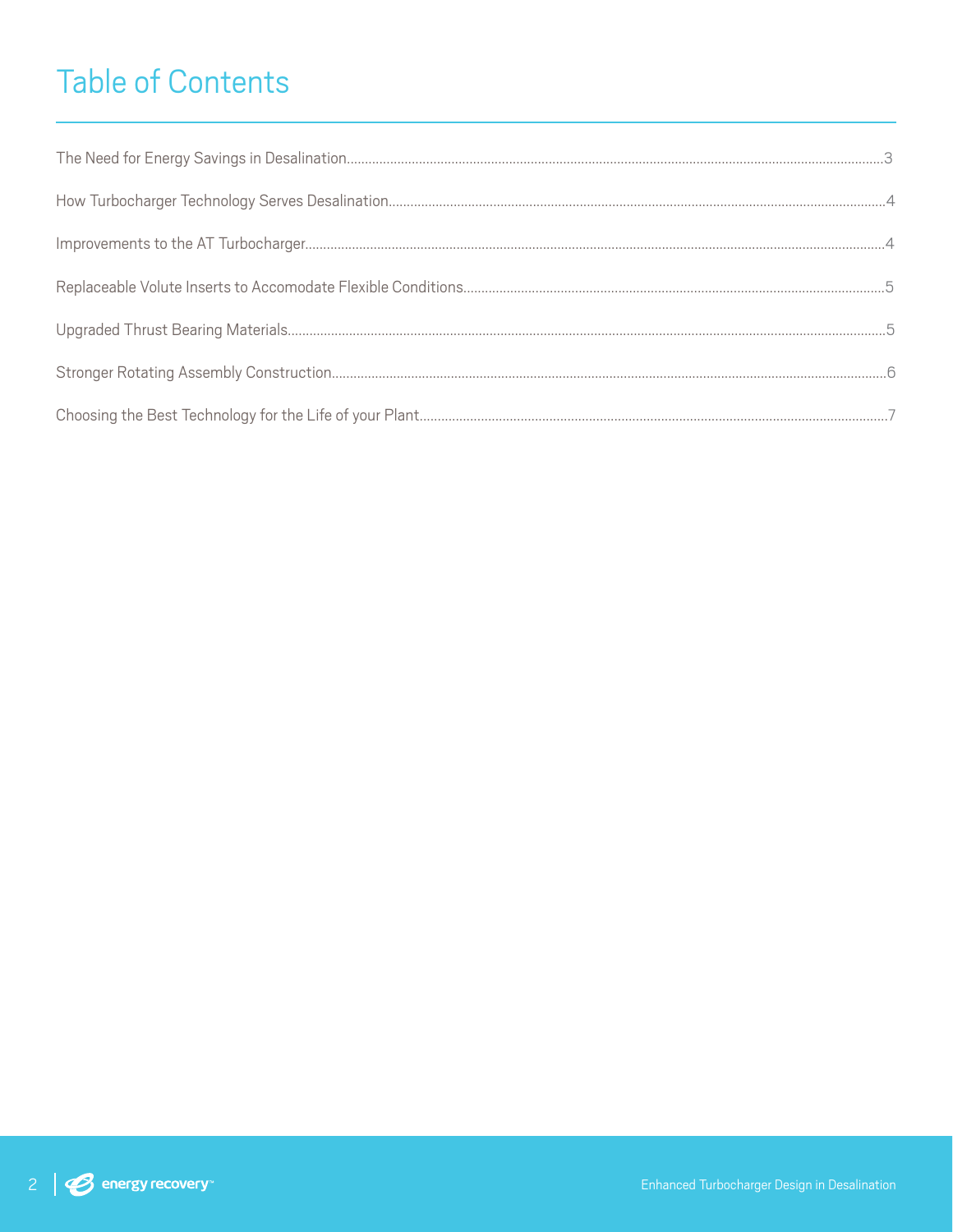# Table of Contents

The Need for Energy Savings in Desalination....3

How Turbocharger Technology Serves Desalination....4

Improvements to the AT Turbocharger....4

Replaceable Volute Inserts to Accomodate Flexible Conditions....5

Upgraded Thrust Bearing Materials....5

Stronger Rotating Assembly Construction....6

Choosing the Best Technology for the Life of your Plant....7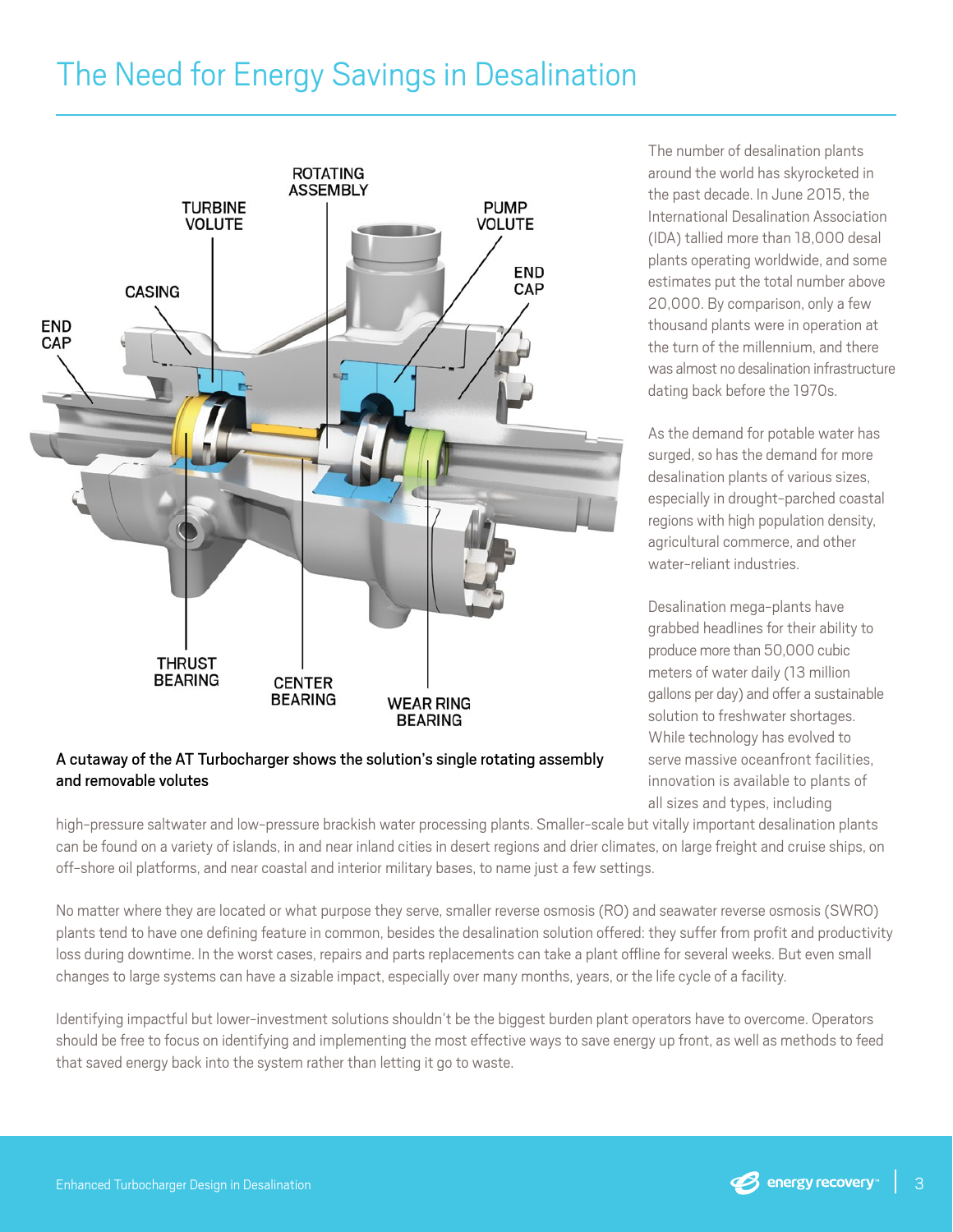# The Need for Energy Savings in Desalination

A cutaway of the AT Turbocharger shows the solution's single rotating assembly and removable volutes

The number of desalination plants around the world has skyrocketed in the past decade. In June 2015, the International Desalination Association (IDA) tallied more than 18,000 desal plants operating worldwide, and some estimates put the total number above 20,000. By comparison, only a few thousand plants were in operation at the turn of the millennium, and there was almost no desalination infrastructure dating back before the 1970s.

As the demand for potable water has surged, so has the demand for more desalination plants of various sizes, especially in drought-parched coastal regions with high population density, agricultural commerce, and other water-reliant industries.

Desalination mega-plants have grabbed headlines for their ability to produce more than 50,000 cubic meters of water daily (13 million gallons per day) and offer a sustainable solution to freshwater shortages. While technology has evolved to serve massive oceanfront facilities, innovation is available to plants of all sizes and types, including high-pressure saltwater and low-pressure brackish water processing plants. Smaller-scale but vitally important desalination plants can be found on a variety of islands, in and near inland cities in desert regions and drier climates, on large freight and cruise ships, on off-shore oil platforms, and near coastal and interior military bases, to name just a few settings.

No matter where they are located or what purpose they serve, smaller reverse osmosis (RO) and seawater reverse osmosis (SWRO) plants tend to have one defining feature in common, besides the desalination solution offered: they suffer from profit and productivity loss during downtime. In the worst cases, repairs and parts replacements can take a plant offline for several weeks. But even small changes to large systems can have a sizable impact, especially over many months, years, or the life cycle of a facility.

Identifying impactful but lower-investment solutions shouldn't be the biggest burden plant operators have to overcome. Operators should be free to focus on identifying and implementing the most effective ways to save energy up front, as well as methods to feed that saved energy back into the system rather than letting it go to waste.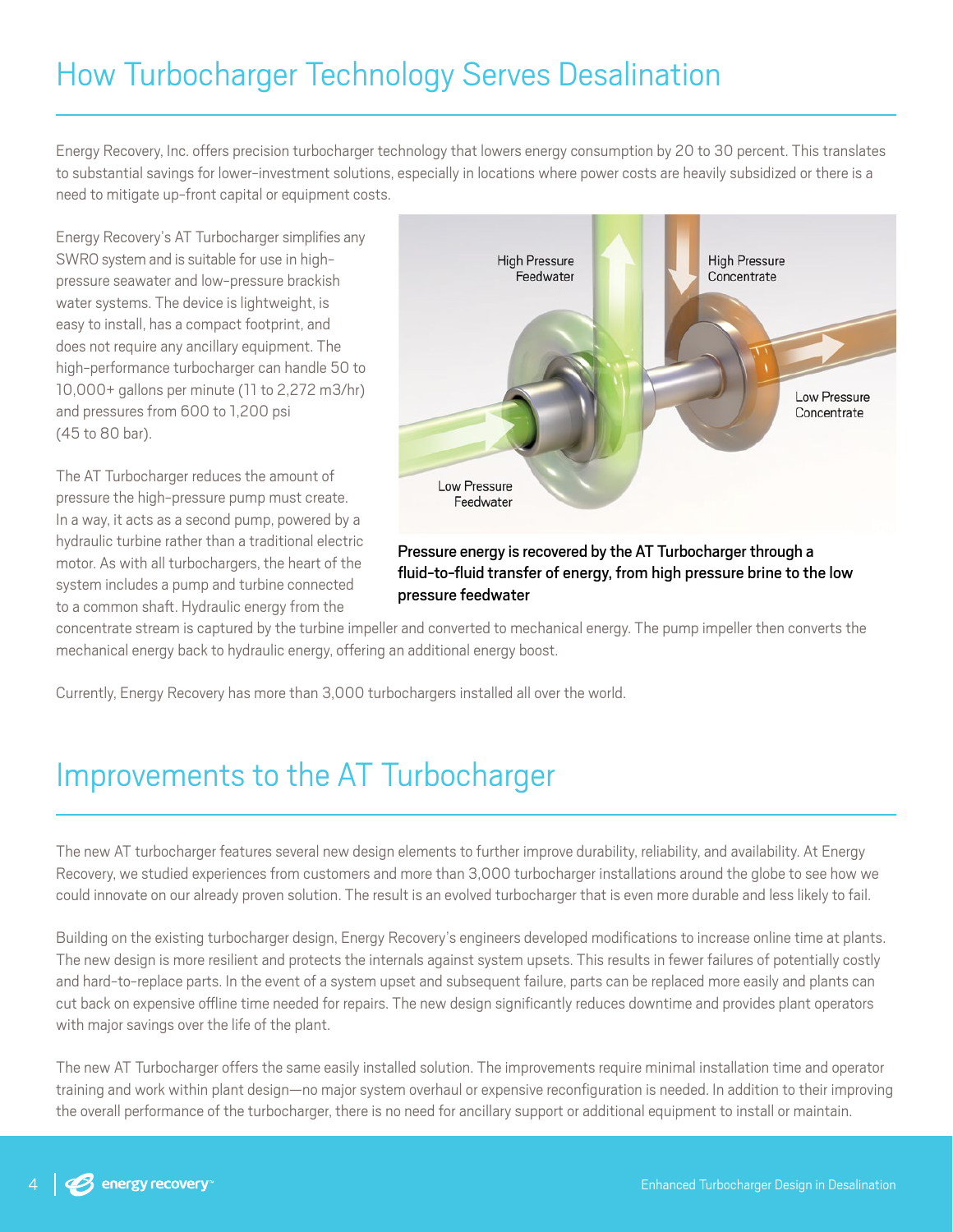## How Turbocharger Technology Serves Desalination

Energy Recovery, Inc. offers precision turbocharger technology that lowers energy consumption by 20 to 30 percent. This translates to substantial savings for lower-investment solutions, especially in locations where power costs are heavily subsidized or there is a need to mitigate up-front capital or equipment costs.

Energy Recovery's AT Turbocharger simplifies any SWRO system and is suitable for use in high-pressure seawater and low-pressure brackish water systems. The device is lightweight, is easy to install, has a compact footprint, and does not require any ancillary equipment. The high-performance turbocharger can handle 50 to 10,000+ gallons per minute (11 to 2,272 m3/hr) and pressures from 600 to 1,200 psi (45 to 80 bar).

The AT Turbocharger reduces the amount of pressure the high-pressure pump must create. In a way, it acts as a second pump, powered by a hydraulic turbine rather than a traditional electric motor. As with all turbochargers, the heart of the system includes a pump and turbine connected to a common shaft. Hydraulic energy from the concentrate stream is captured by the turbine impeller and converted to mechanical energy. The pump impeller then converts the mechanical energy back to hydraulic energy, offering an additional energy boost.

High Pressure Feedwater | High Pressure Concentrate | Low Pressure Concentrate | Low Pressure Feedwater

**Pressure energy is recovered by the AT Turbocharger through a fluid-to-fluid transfer of energy, from high pressure brine to the low pressure feedwater**

Currently, Energy Recovery has more than 3,000 turbochargers installed all over the world.

## Improvements to the AT Turbocharger

The new AT turbocharger features several new design elements to further improve durability, reliability, and availability. At Energy Recovery, we studied experiences from customers and more than 3,000 turbocharger installations around the globe to see how we could innovate on our already proven solution. The result is an evolved turbocharger that is even more durable and less likely to fail.

Building on the existing turbocharger design, Energy Recovery's engineers developed modifications to increase online time at plants. The new design is more resilient and protects the internals against system upsets. This results in fewer failures of potentially costly and hard-to-replace parts. In the event of a system upset and subsequent failure, parts can be replaced more easily and plants can cut back on expensive offline time needed for repairs. The new design significantly reduces downtime and provides plant operators with major savings over the life of the plant.

The new AT Turbocharger offers the same easily installed solution. The improvements require minimal installation time and operator training and work within plant design—no major system overhaul or expensive reconfiguration is needed. In addition to their improving the overall performance of the turbocharger, there is no need for ancillary support or additional equipment to install or maintain.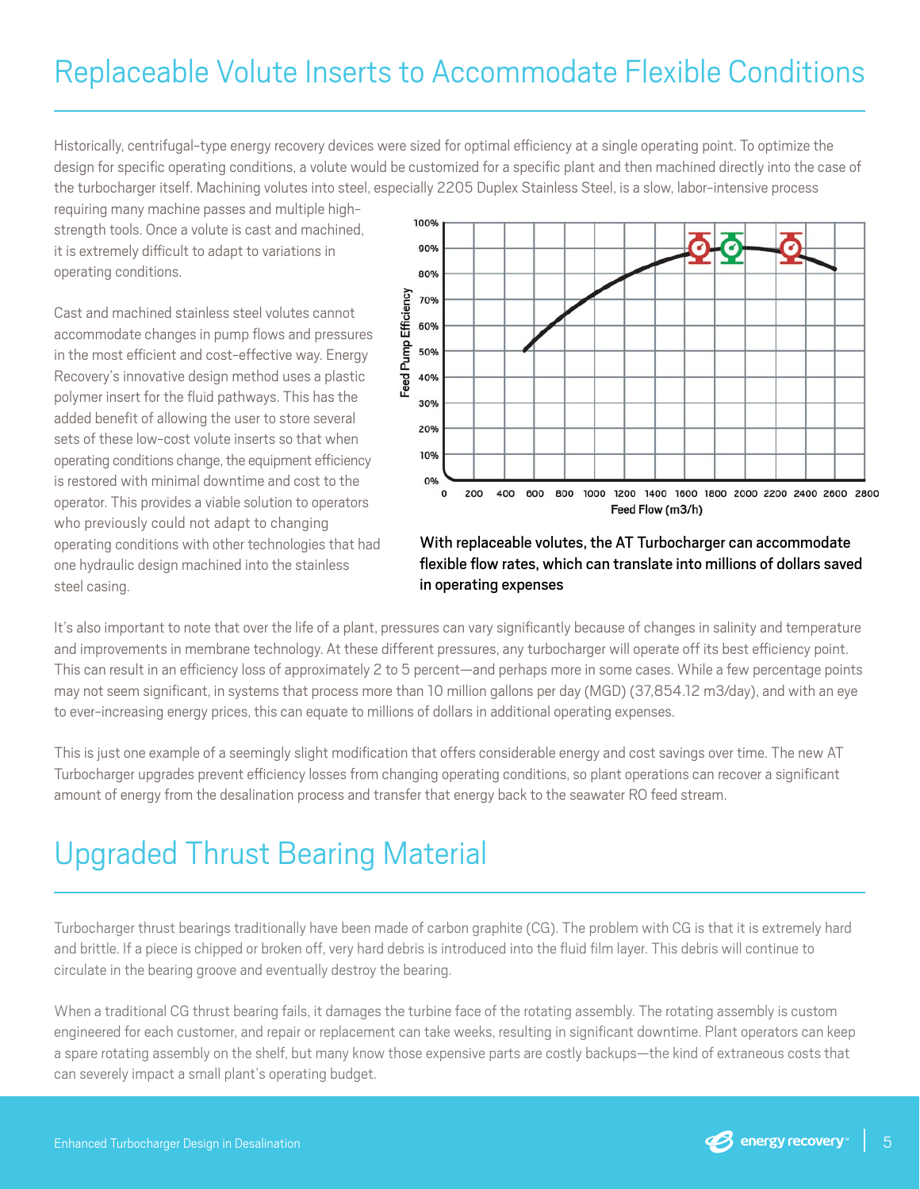# Replaceable Volute Inserts to Accommodate Flexible Conditions

Historically, centrifugal-type energy recovery devices were sized for optimal efficiency at a single operating point. To optimize the design for specific operating conditions, a volute would be customized for a specific plant and then machined directly into the case of the turbocharger itself. Machining volutes into steel, especially 2205 Duplex Stainless Steel, is a slow, labor-intensive process requiring many machine passes and multiple high-strength tools. Once a volute is cast and machined, it is extremely difficult to adapt to variations in operating conditions.

Cast and machined stainless steel volutes cannot accommodate changes in pump flows and pressures in the most efficient and cost-effective way. Energy Recovery's innovative design method uses a plastic polymer insert for the fluid pathways. This has the added benefit of allowing the user to store several sets of these low-cost volute inserts so that when operating conditions change, the equipment efficiency is restored with minimal downtime and cost to the operator. This provides a viable solution to operators who previously could not adapt to changing operating conditions with other technologies that had one hydraulic design machined into the stainless steel casing.

**With replaceable volutes, the AT Turbocharger can accommodate flexible flow rates, which can translate into millions of dollars saved in operating expenses**

It's also important to note that over the life of a plant, pressures can vary significantly because of changes in salinity and temperature and improvements in membrane technology. At these different pressures, any turbocharger will operate off its best efficiency point. This can result in an efficiency loss of approximately 2 to 5 percent—and perhaps more in some cases. While a few percentage points may not seem significant, in systems that process more than 10 million gallons per day (MGD) (37,854.12 m3/day), and with an eye to ever-increasing energy prices, this can equate to millions of dollars in additional operating expenses.

This is just one example of a seemingly slight modification that offers considerable energy and cost savings over time. The new AT Turbocharger upgrades prevent efficiency losses from changing operating conditions, so plant operations can recover a significant amount of energy from the desalination process and transfer that energy back to the seawater RO feed stream.

# Upgraded Thrust Bearing Material

Turbocharger thrust bearings traditionally have been made of carbon graphite (CG). The problem with CG is that it is extremely hard and brittle. If a piece is chipped or broken off, very hard debris is introduced into the fluid film layer. This debris will continue to circulate in the bearing groove and eventually destroy the bearing.

When a traditional CG thrust bearing fails, it damages the turbine face of the rotating assembly. The rotating assembly is custom engineered for each customer, and repair or replacement can take weeks, resulting in significant downtime. Plant operators can keep a spare rotating assembly on the shelf, but many know those expensive parts are costly backups—the kind of extraneous costs that can severely impact a small plant's operating budget.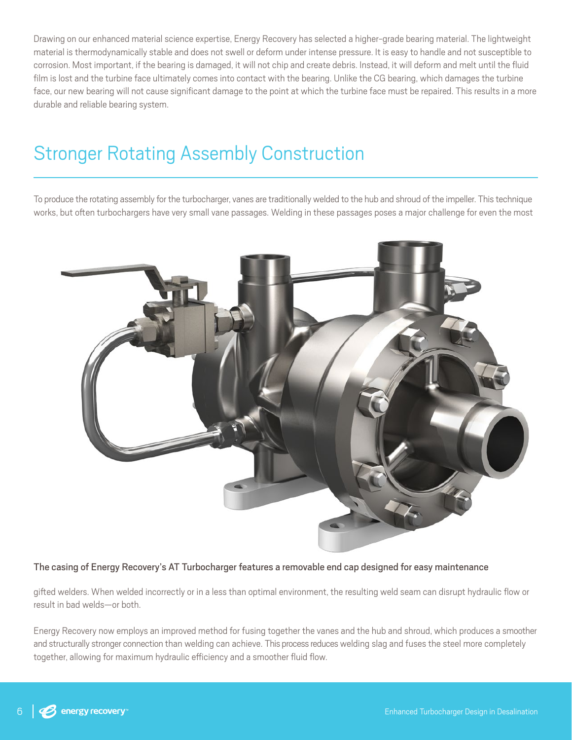Drawing on our enhanced material science expertise, Energy Recovery has selected a higher-grade bearing material. The lightweight material is thermodynamically stable and does not swell or deform under intense pressure. It is easy to handle and not susceptible to corrosion. Most important, if the bearing is damaged, it will not chip and create debris. Instead, it will deform and melt until the fluid film is lost and the turbine face ultimately comes into contact with the bearing. Unlike the CG bearing, which damages the turbine face, our new bearing will not cause significant damage to the point at which the turbine face must be repaired. This results in a more durable and reliable bearing system.

## Stronger Rotating Assembly Construction

To produce the rotating assembly for the turbocharger, vanes are traditionally welded to the hub and shroud of the impeller. This technique works, but often turbochargers have very small vane passages. Welding in these passages poses a major challenge for even the most gifted welders. When welded incorrectly or in a less than optimal environment, the resulting weld seam can disrupt hydraulic flow or result in bad welds—or both.

**The casing of Energy Recovery's AT Turbocharger features a removable end cap designed for easy maintenance**

Energy Recovery now employs an improved method for fusing together the vanes and the hub and shroud, which produces a smoother and structurally stronger connection than welding can achieve. This process reduces welding slag and fuses the steel more completely together, allowing for maximum hydraulic efficiency and a smoother fluid flow.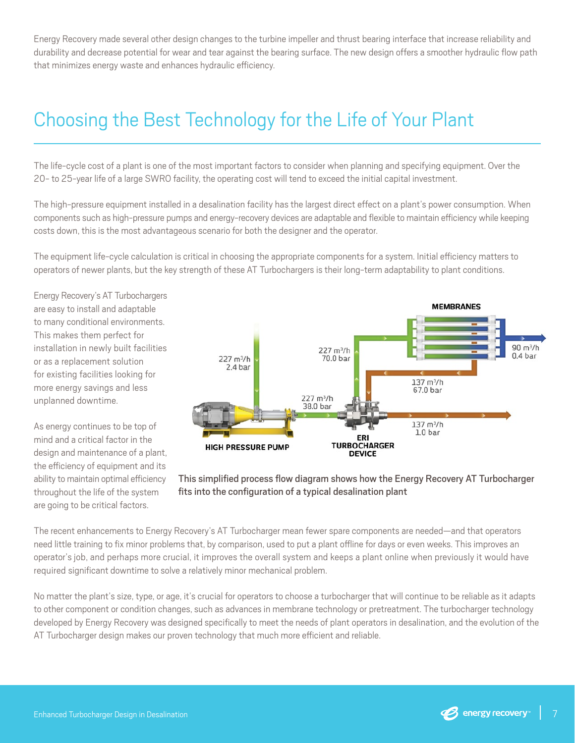Energy Recovery made several other design changes to the turbine impeller and thrust bearing interface that increase reliability and durability and decrease potential for wear and tear against the bearing surface. The new design offers a smoother hydraulic flow path that minimizes energy waste and enhances hydraulic efficiency.

## Choosing the Best Technology for the Life of Your Plant

The life-cycle cost of a plant is one of the most important factors to consider when planning and specifying equipment. Over the 20- to 25-year life of a large SWRO facility, the operating cost will tend to exceed the initial capital investment.

The high-pressure equipment installed in a desalination facility has the largest direct effect on a plant's power consumption. When components such as high-pressure pumps and energy-recovery devices are adaptable and flexible to maintain efficiency while keeping costs down, this is the most advantageous scenario for both the designer and the operator.

The equipment life-cycle calculation is critical in choosing the appropriate components for a system. Initial efficiency matters to operators of newer plants, but the key strength of these AT Turbochargers is their long-term adaptability to plant conditions.

Energy Recovery's AT Turbochargers are easy to install and adaptable to many conditional environments. This makes them perfect for installation in newly built facilities or as a replacement solution for existing facilities looking for more energy savings and less unplanned downtime.

As energy continues to be top of mind and a critical factor in the design and maintenance of a plant, the efficiency of equipment and its ability to maintain optimal efficiency throughout the life of the system are going to be critical factors.

This simplified process flow diagram shows how the Energy Recovery AT Turbocharger fits into the configuration of a typical desalination plant

The recent enhancements to Energy Recovery's AT Turbocharger mean fewer spare components are needed—and that operators need little training to fix minor problems that, by comparison, used to put a plant offline for days or even weeks. This improves an operator's job, and perhaps more crucial, it improves the overall system and keeps a plant online when previously it would have required significant downtime to solve a relatively minor mechanical problem.

No matter the plant's size, type, or age, it's crucial for operators to choose a turbocharger that will continue to be reliable as it adapts to other component or condition changes, such as advances in membrane technology or pretreatment. The turbocharger technology developed by Energy Recovery was designed specifically to meet the needs of plant operators in desalination, and the evolution of the AT Turbocharger design makes our proven technology that much more efficient and reliable.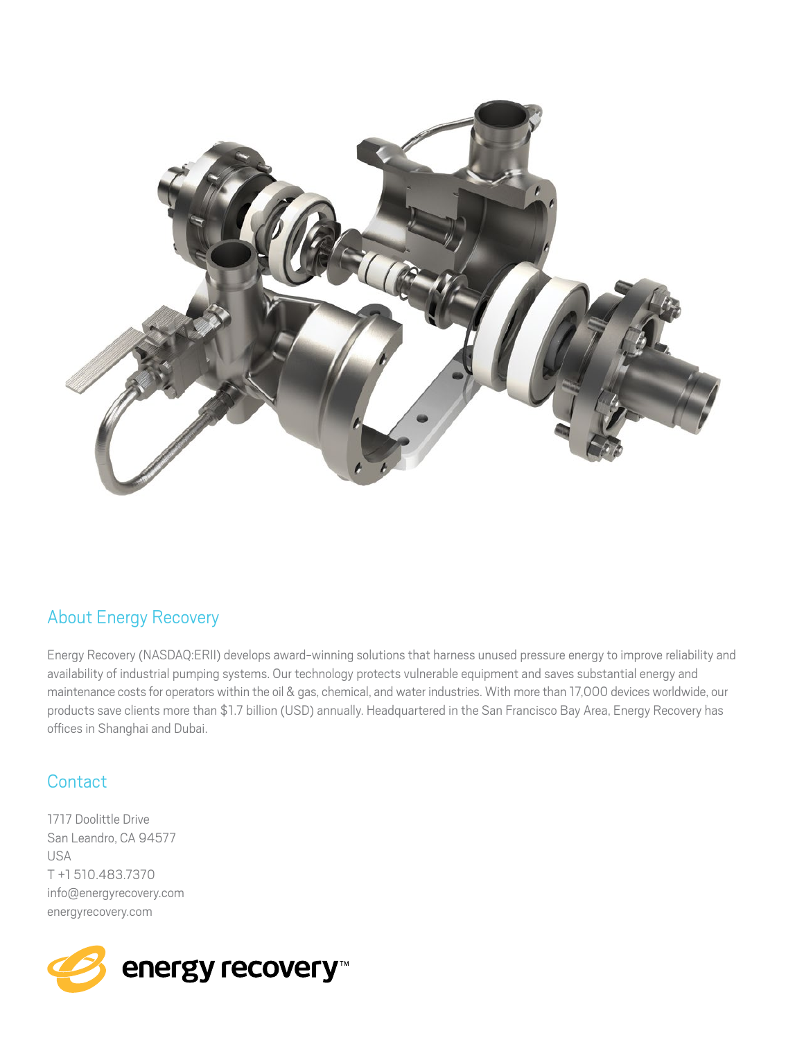## About Energy Recovery

Energy Recovery (NASDAQ:ERII) develops award-winning solutions that harness unused pressure energy to improve reliability and availability of industrial pumping systems. Our technology protects vulnerable equipment and saves substantial energy and maintenance costs for operators within the oil & gas, chemical, and water industries. With more than 17,000 devices worldwide, our products save clients more than $1.7 billion (USD) annually. Headquartered in the San Francisco Bay Area, Energy Recovery has offices in Shanghai and Dubai.

## Contact

1717 Doolittle Drive
San Leandro, CA 94577
USA
T +1 510.483.7370
info@energyrecovery.com
energyrecovery.com

energy recovery™